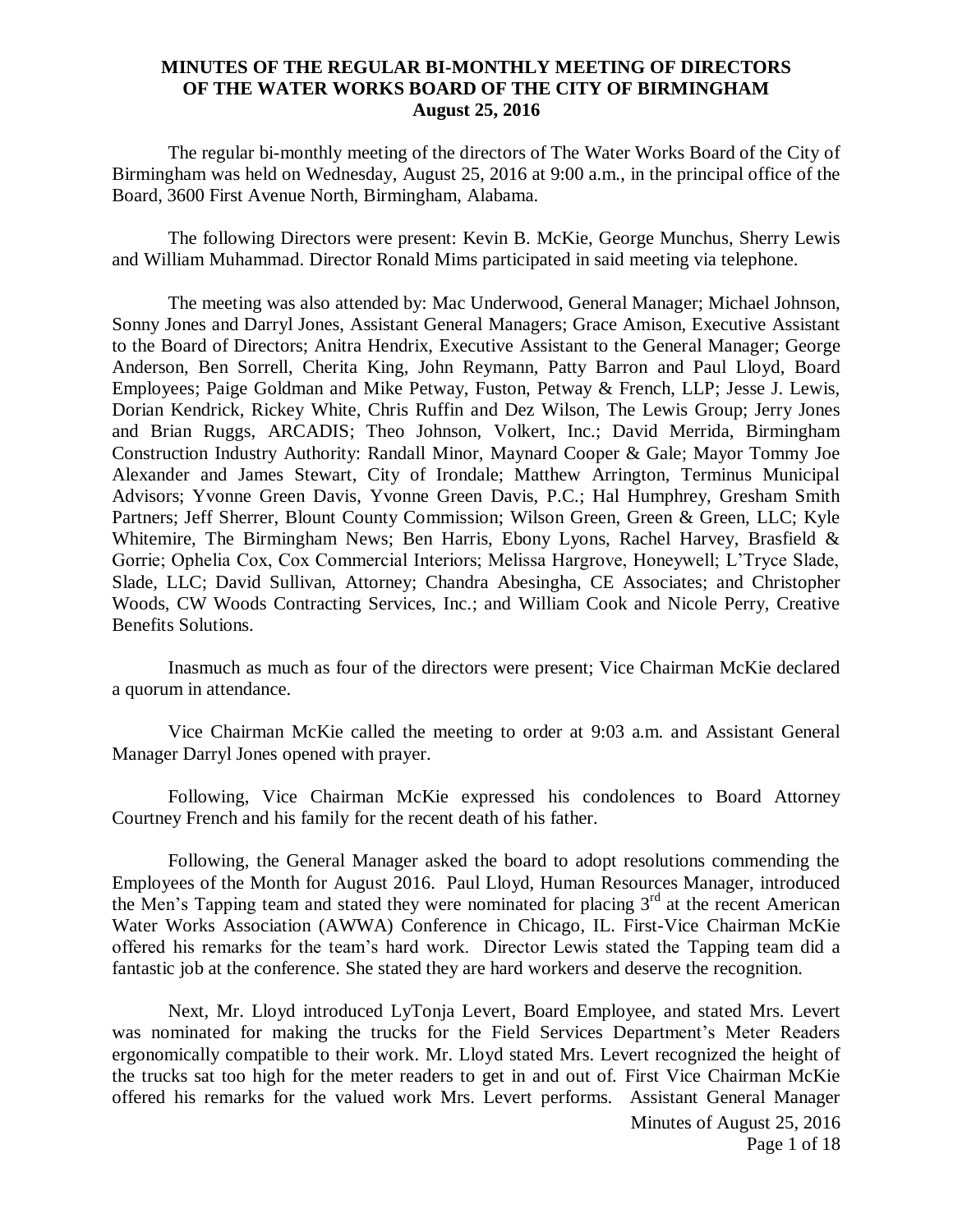# MINUTES OF THE REGULAR BI-MONTHLY MEETING OF DIRECTORS OF THE WATER WORKS BOARD OF THE CITY OF BIRMINGHAM
**August 25, 2016**

The regular bi-monthly meeting of the directors of The Water Works Board of the City of Birmingham was held on Wednesday, August 25, 2016 at 9:00 a.m., in the principal office of the Board, 3600 First Avenue North, Birmingham, Alabama.

The following Directors were present: Kevin B. McKie, George Munchus, Sherry Lewis and William Muhammad. Director Ronald Mims participated in said meeting via telephone.

The meeting was also attended by: Mac Underwood, General Manager; Michael Johnson, Sonny Jones and Darryl Jones, Assistant General Managers; Grace Amison, Executive Assistant to the Board of Directors; Anitra Hendrix, Executive Assistant to the General Manager; George Anderson, Ben Sorrell, Cherita King, John Reymann, Patty Barron and Paul Lloyd, Board Employees; Paige Goldman and Mike Petway, Fuston, Petway & French, LLP; Jesse J. Lewis, Dorian Kendrick, Rickey White, Chris Ruffin and Dez Wilson, The Lewis Group; Jerry Jones and Brian Ruggs, ARCADIS; Theo Johnson, Volkert, Inc.; David Merrida, Birmingham Construction Industry Authority: Randall Minor, Maynard Cooper & Gale; Mayor Tommy Joe Alexander and James Stewart, City of Irondale; Matthew Arrington, Terminus Municipal Advisors; Yvonne Green Davis, Yvonne Green Davis, P.C.; Hal Humphrey, Gresham Smith Partners; Jeff Sherrer, Blount County Commission; Wilson Green, Green & Green, LLC; Kyle Whitemire, The Birmingham News; Ben Harris, Ebony Lyons, Rachel Harvey, Brasfield & Gorrie; Ophelia Cox, Cox Commercial Interiors; Melissa Hargrove, Honeywell; L'Tryce Slade, Slade, LLC; David Sullivan, Attorney; Chandra Abesingha, CE Associates; and Christopher Woods, CW Woods Contracting Services, Inc.; and William Cook and Nicole Perry, Creative Benefits Solutions.

Inasmuch as much as four of the directors were present; Vice Chairman McKie declared a quorum in attendance.

Vice Chairman McKie called the meeting to order at 9:03 a.m. and Assistant General Manager Darryl Jones opened with prayer.

Following, Vice Chairman McKie expressed his condolences to Board Attorney Courtney French and his family for the recent death of his father.

Following, the General Manager asked the board to adopt resolutions commending the Employees of the Month for August 2016. Paul Lloyd, Human Resources Manager, introduced the Men's Tapping team and stated they were nominated for placing 3rd at the recent American Water Works Association (AWWA) Conference in Chicago, IL. First-Vice Chairman McKie offered his remarks for the team's hard work. Director Lewis stated the Tapping team did a fantastic job at the conference. She stated they are hard workers and deserve the recognition.

Next, Mr. Lloyd introduced LyTonja Levert, Board Employee, and stated Mrs. Levert was nominated for making the trucks for the Field Services Department's Meter Readers ergonomically compatible to their work. Mr. Lloyd stated Mrs. Levert recognized the height of the trucks sat too high for the meter readers to get in and out of. First Vice Chairman McKie offered his remarks for the valued work Mrs. Levert performs. Assistant General Manager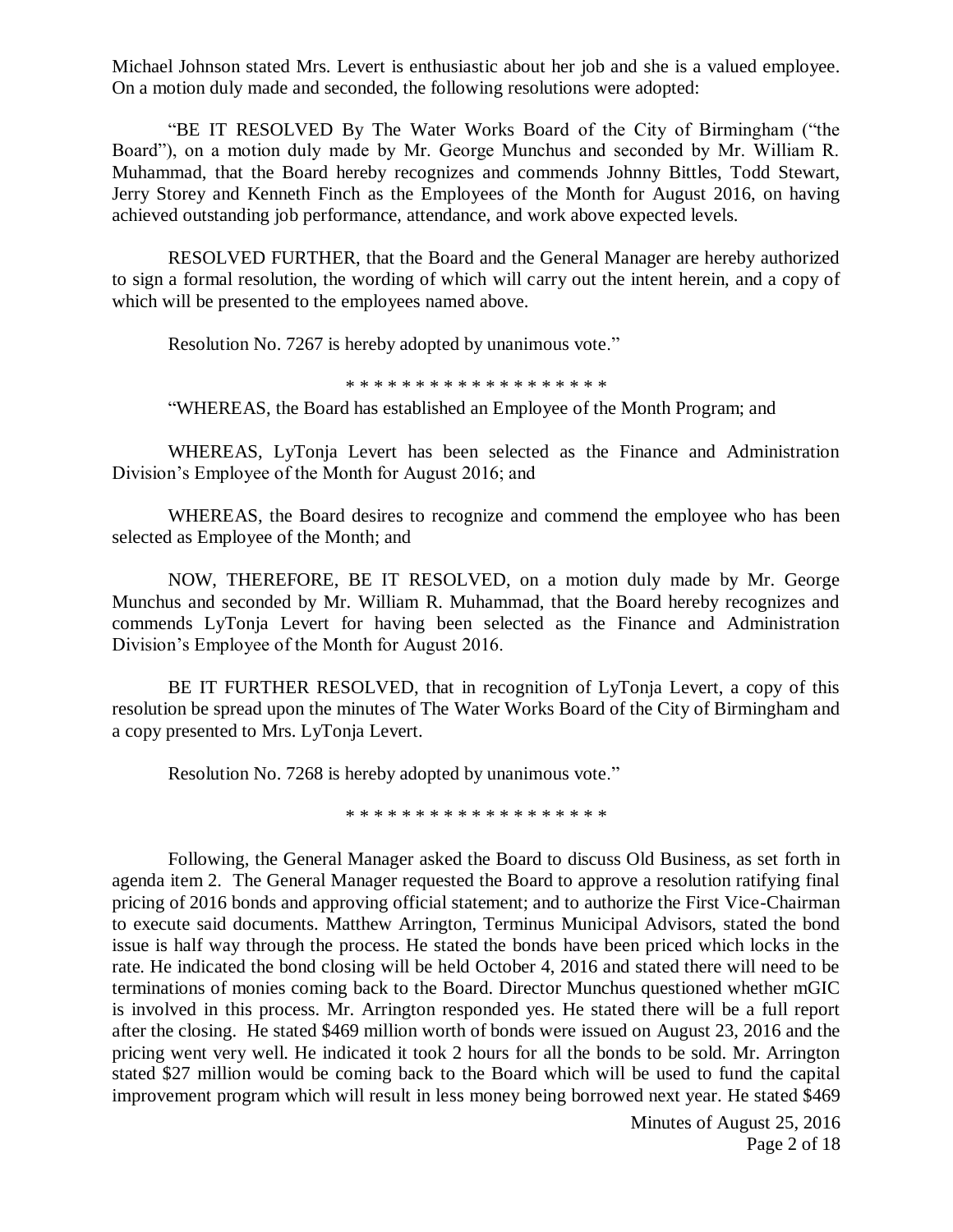Michael Johnson stated Mrs. Levert is enthusiastic about her job and she is a valued employee. On a motion duly made and seconded, the following resolutions were adopted:

"BE IT RESOLVED By The Water Works Board of the City of Birmingham ("the Board"), on a motion duly made by Mr. George Munchus and seconded by Mr. William R. Muhammad, that the Board hereby recognizes and commends Johnny Bittles, Todd Stewart, Jerry Storey and Kenneth Finch as the Employees of the Month for August 2016, on having achieved outstanding job performance, attendance, and work above expected levels.

RESOLVED FURTHER, that the Board and the General Manager are hereby authorized to sign a formal resolution, the wording of which will carry out the intent herein, and a copy of which will be presented to the employees named above.

Resolution No. 7267 is hereby adopted by unanimous vote."

\* \* \* \* \* \* \* \* \* \* \* \* \* \* \* \* \* \* \*

"WHEREAS, the Board has established an Employee of the Month Program; and

WHEREAS, LyTonja Levert has been selected as the Finance and Administration Division's Employee of the Month for August 2016; and

WHEREAS, the Board desires to recognize and commend the employee who has been selected as Employee of the Month; and

NOW, THEREFORE, BE IT RESOLVED, on a motion duly made by Mr. George Munchus and seconded by Mr. William R. Muhammad, that the Board hereby recognizes and commends LyTonja Levert for having been selected as the Finance and Administration Division's Employee of the Month for August 2016.

BE IT FURTHER RESOLVED, that in recognition of LyTonja Levert, a copy of this resolution be spread upon the minutes of The Water Works Board of the City of Birmingham and a copy presented to Mrs. LyTonja Levert.

Resolution No. 7268 is hereby adopted by unanimous vote."

\* \* \* \* \* \* \* \* \* \* \* \* \* \* \* \* \* \* \*

Following, the General Manager asked the Board to discuss Old Business, as set forth in agenda item 2. The General Manager requested the Board to approve a resolution ratifying final pricing of 2016 bonds and approving official statement; and to authorize the First Vice-Chairman to execute said documents. Matthew Arrington, Terminus Municipal Advisors, stated the bond issue is half way through the process. He stated the bonds have been priced which locks in the rate. He indicated the bond closing will be held October 4, 2016 and stated there will need to be terminations of monies coming back to the Board. Director Munchus questioned whether mGIC is involved in this process. Mr. Arrington responded yes. He stated there will be a full report after the closing. He stated $469 million worth of bonds were issued on August 23, 2016 and the pricing went very well. He indicated it took 2 hours for all the bonds to be sold. Mr. Arrington stated $27 million would be coming back to the Board which will be used to fund the capital improvement program which will result in less money being borrowed next year. He stated $469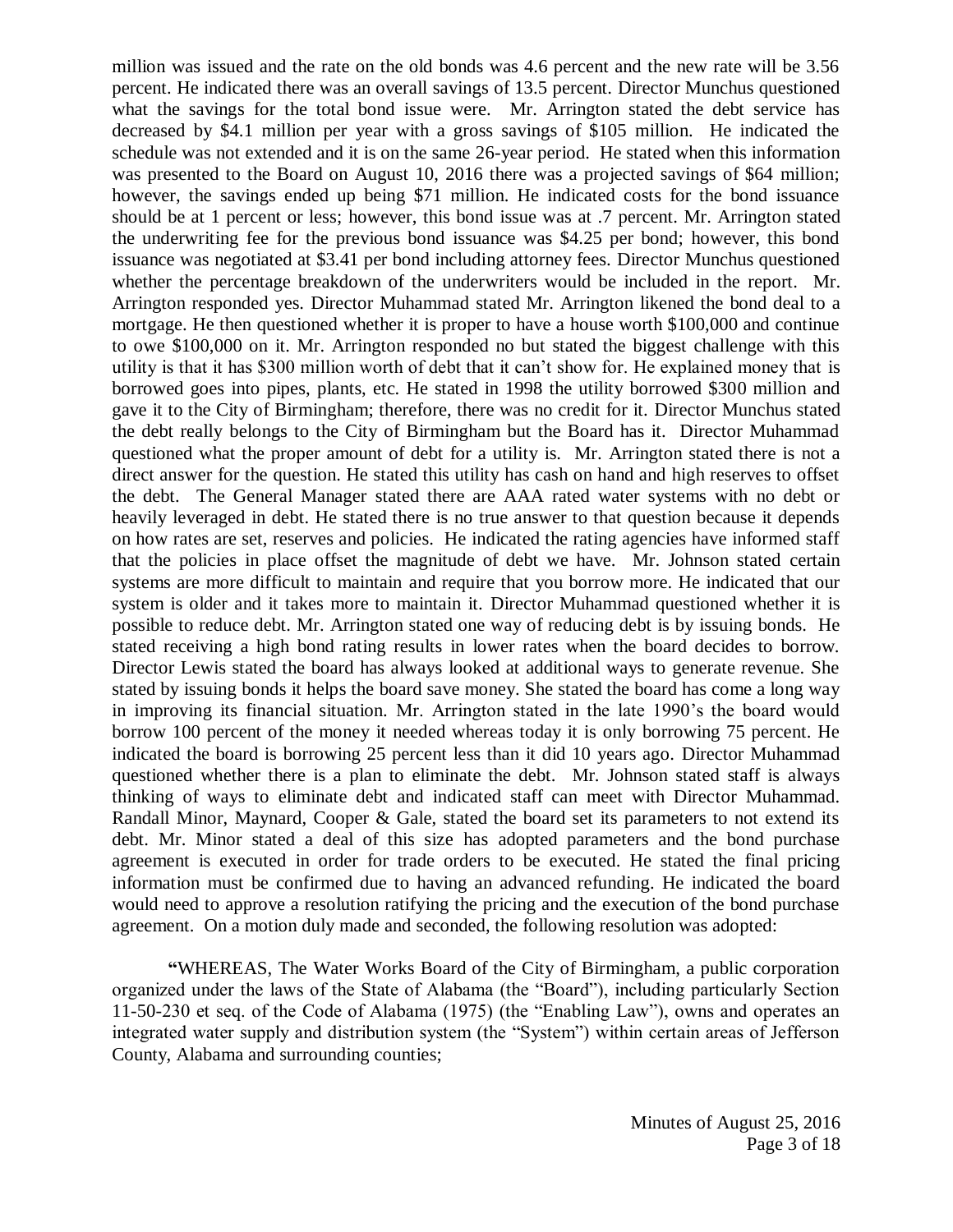million was issued and the rate on the old bonds was 4.6 percent and the new rate will be 3.56 percent. He indicated there was an overall savings of 13.5 percent. Director Munchus questioned what the savings for the total bond issue were. Mr. Arrington stated the debt service has decreased by $4.1 million per year with a gross savings of $105 million. He indicated the schedule was not extended and it is on the same 26-year period. He stated when this information was presented to the Board on August 10, 2016 there was a projected savings of $64 million; however, the savings ended up being $71 million. He indicated costs for the bond issuance should be at 1 percent or less; however, this bond issue was at .7 percent. Mr. Arrington stated the underwriting fee for the previous bond issuance was $4.25 per bond; however, this bond issuance was negotiated at $3.41 per bond including attorney fees. Director Munchus questioned whether the percentage breakdown of the underwriters would be included in the report. Mr. Arrington responded yes. Director Muhammad stated Mr. Arrington likened the bond deal to a mortgage. He then questioned whether it is proper to have a house worth $100,000 and continue to owe $100,000 on it. Mr. Arrington responded no but stated the biggest challenge with this utility is that it has $300 million worth of debt that it can't show for. He explained money that is borrowed goes into pipes, plants, etc. He stated in 1998 the utility borrowed $300 million and gave it to the City of Birmingham; therefore, there was no credit for it. Director Munchus stated the debt really belongs to the City of Birmingham but the Board has it. Director Muhammad questioned what the proper amount of debt for a utility is. Mr. Arrington stated there is not a direct answer for the question. He stated this utility has cash on hand and high reserves to offset the debt. The General Manager stated there are AAA rated water systems with no debt or heavily leveraged in debt. He stated there is no true answer to that question because it depends on how rates are set, reserves and policies. He indicated the rating agencies have informed staff that the policies in place offset the magnitude of debt we have. Mr. Johnson stated certain systems are more difficult to maintain and require that you borrow more. He indicated that our system is older and it takes more to maintain it. Director Muhammad questioned whether it is possible to reduce debt. Mr. Arrington stated one way of reducing debt is by issuing bonds. He stated receiving a high bond rating results in lower rates when the board decides to borrow. Director Lewis stated the board has always looked at additional ways to generate revenue. She stated by issuing bonds it helps the board save money. She stated the board has come a long way in improving its financial situation. Mr. Arrington stated in the late 1990's the board would borrow 100 percent of the money it needed whereas today it is only borrowing 75 percent. He indicated the board is borrowing 25 percent less than it did 10 years ago. Director Muhammad questioned whether there is a plan to eliminate the debt. Mr. Johnson stated staff is always thinking of ways to eliminate debt and indicated staff can meet with Director Muhammad. Randall Minor, Maynard, Cooper & Gale, stated the board set its parameters to not extend its debt. Mr. Minor stated a deal of this size has adopted parameters and the bond purchase agreement is executed in order for trade orders to be executed. He stated the final pricing information must be confirmed due to having an advanced refunding. He indicated the board would need to approve a resolution ratifying the pricing and the execution of the bond purchase agreement. On a motion duly made and seconded, the following resolution was adopted:

**"**WHEREAS, The Water Works Board of the City of Birmingham, a public corporation organized under the laws of the State of Alabama (the "Board"), including particularly Section 11-50-230 et seq. of the Code of Alabama (1975) (the "Enabling Law"), owns and operates an integrated water supply and distribution system (the "System") within certain areas of Jefferson County, Alabama and surrounding counties;

Minutes of August 25, 2016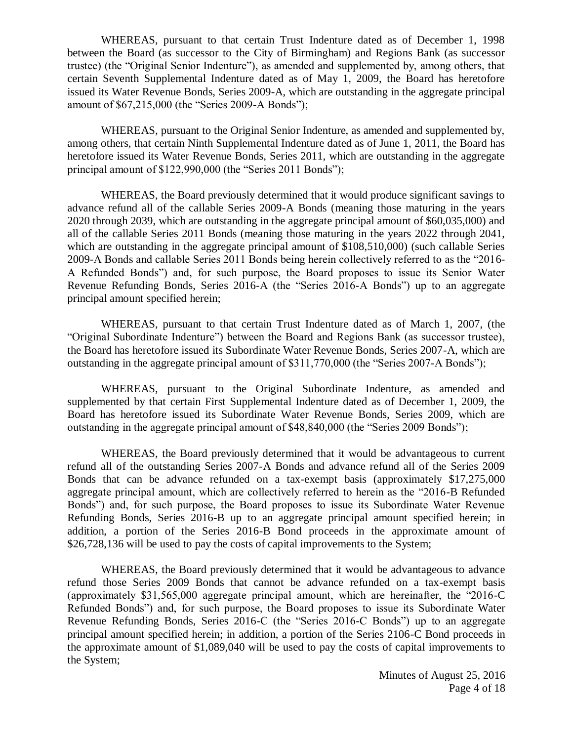WHEREAS, pursuant to that certain Trust Indenture dated as of December 1, 1998 between the Board (as successor to the City of Birmingham) and Regions Bank (as successor trustee) (the "Original Senior Indenture"), as amended and supplemented by, among others, that certain Seventh Supplemental Indenture dated as of May 1, 2009, the Board has heretofore issued its Water Revenue Bonds, Series 2009-A, which are outstanding in the aggregate principal amount of $67,215,000 (the "Series 2009-A Bonds");

WHEREAS, pursuant to the Original Senior Indenture, as amended and supplemented by, among others, that certain Ninth Supplemental Indenture dated as of June 1, 2011, the Board has heretofore issued its Water Revenue Bonds, Series 2011, which are outstanding in the aggregate principal amount of $122,990,000 (the "Series 2011 Bonds");

WHEREAS, the Board previously determined that it would produce significant savings to advance refund all of the callable Series 2009-A Bonds (meaning those maturing in the years 2020 through 2039, which are outstanding in the aggregate principal amount of $60,035,000) and all of the callable Series 2011 Bonds (meaning those maturing in the years 2022 through 2041, which are outstanding in the aggregate principal amount of $108,510,000) (such callable Series 2009-A Bonds and callable Series 2011 Bonds being herein collectively referred to as the "2016-A Refunded Bonds") and, for such purpose, the Board proposes to issue its Senior Water Revenue Refunding Bonds, Series 2016-A (the "Series 2016-A Bonds") up to an aggregate principal amount specified herein;

WHEREAS, pursuant to that certain Trust Indenture dated as of March 1, 2007, (the "Original Subordinate Indenture") between the Board and Regions Bank (as successor trustee), the Board has heretofore issued its Subordinate Water Revenue Bonds, Series 2007-A, which are outstanding in the aggregate principal amount of $311,770,000 (the "Series 2007-A Bonds");

WHEREAS, pursuant to the Original Subordinate Indenture, as amended and supplemented by that certain First Supplemental Indenture dated as of December 1, 2009, the Board has heretofore issued its Subordinate Water Revenue Bonds, Series 2009, which are outstanding in the aggregate principal amount of $48,840,000 (the "Series 2009 Bonds");

WHEREAS, the Board previously determined that it would be advantageous to current refund all of the outstanding Series 2007-A Bonds and advance refund all of the Series 2009 Bonds that can be advance refunded on a tax-exempt basis (approximately $17,275,000 aggregate principal amount, which are collectively referred to herein as the "2016-B Refunded Bonds") and, for such purpose, the Board proposes to issue its Subordinate Water Revenue Refunding Bonds, Series 2016-B up to an aggregate principal amount specified herein; in addition, a portion of the Series 2016-B Bond proceeds in the approximate amount of $26,728,136 will be used to pay the costs of capital improvements to the System;

WHEREAS, the Board previously determined that it would be advantageous to advance refund those Series 2009 Bonds that cannot be advance refunded on a tax-exempt basis (approximately $31,565,000 aggregate principal amount, which are hereinafter, the "2016-C Refunded Bonds") and, for such purpose, the Board proposes to issue its Subordinate Water Revenue Refunding Bonds, Series 2016-C (the "Series 2016-C Bonds") up to an aggregate principal amount specified herein; in addition, a portion of the Series 2106-C Bond proceeds in the approximate amount of $1,089,040 will be used to pay the costs of capital improvements to the System;

Minutes of August 25, 2016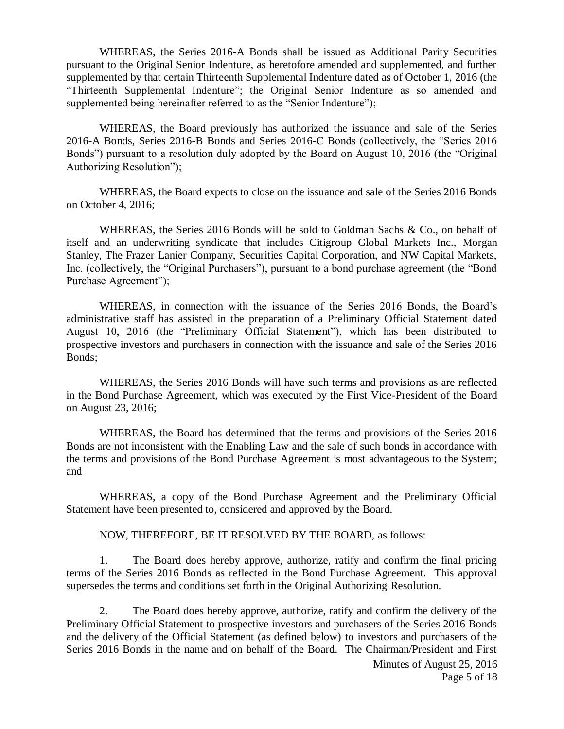WHEREAS, the Series 2016-A Bonds shall be issued as Additional Parity Securities pursuant to the Original Senior Indenture, as heretofore amended and supplemented, and further supplemented by that certain Thirteenth Supplemental Indenture dated as of October 1, 2016 (the "Thirteenth Supplemental Indenture"; the Original Senior Indenture as so amended and supplemented being hereinafter referred to as the "Senior Indenture");

WHEREAS, the Board previously has authorized the issuance and sale of the Series 2016-A Bonds, Series 2016-B Bonds and Series 2016-C Bonds (collectively, the "Series 2016 Bonds") pursuant to a resolution duly adopted by the Board on August 10, 2016 (the "Original Authorizing Resolution");

WHEREAS, the Board expects to close on the issuance and sale of the Series 2016 Bonds on October 4, 2016;

WHEREAS, the Series 2016 Bonds will be sold to Goldman Sachs & Co., on behalf of itself and an underwriting syndicate that includes Citigroup Global Markets Inc., Morgan Stanley, The Frazer Lanier Company, Securities Capital Corporation, and NW Capital Markets, Inc. (collectively, the "Original Purchasers"), pursuant to a bond purchase agreement (the "Bond Purchase Agreement");

WHEREAS, in connection with the issuance of the Series 2016 Bonds, the Board's administrative staff has assisted in the preparation of a Preliminary Official Statement dated August 10, 2016 (the "Preliminary Official Statement"), which has been distributed to prospective investors and purchasers in connection with the issuance and sale of the Series 2016 Bonds;

WHEREAS, the Series 2016 Bonds will have such terms and provisions as are reflected in the Bond Purchase Agreement, which was executed by the First Vice-President of the Board on August 23, 2016;

WHEREAS, the Board has determined that the terms and provisions of the Series 2016 Bonds are not inconsistent with the Enabling Law and the sale of such bonds in accordance with the terms and provisions of the Bond Purchase Agreement is most advantageous to the System; and

WHEREAS, a copy of the Bond Purchase Agreement and the Preliminary Official Statement have been presented to, considered and approved by the Board.

NOW, THEREFORE, BE IT RESOLVED BY THE BOARD, as follows:

1. The Board does hereby approve, authorize, ratify and confirm the final pricing terms of the Series 2016 Bonds as reflected in the Bond Purchase Agreement. This approval supersedes the terms and conditions set forth in the Original Authorizing Resolution.

2. The Board does hereby approve, authorize, ratify and confirm the delivery of the Preliminary Official Statement to prospective investors and purchasers of the Series 2016 Bonds and the delivery of the Official Statement (as defined below) to investors and purchasers of the Series 2016 Bonds in the name and on behalf of the Board. The Chairman/President and First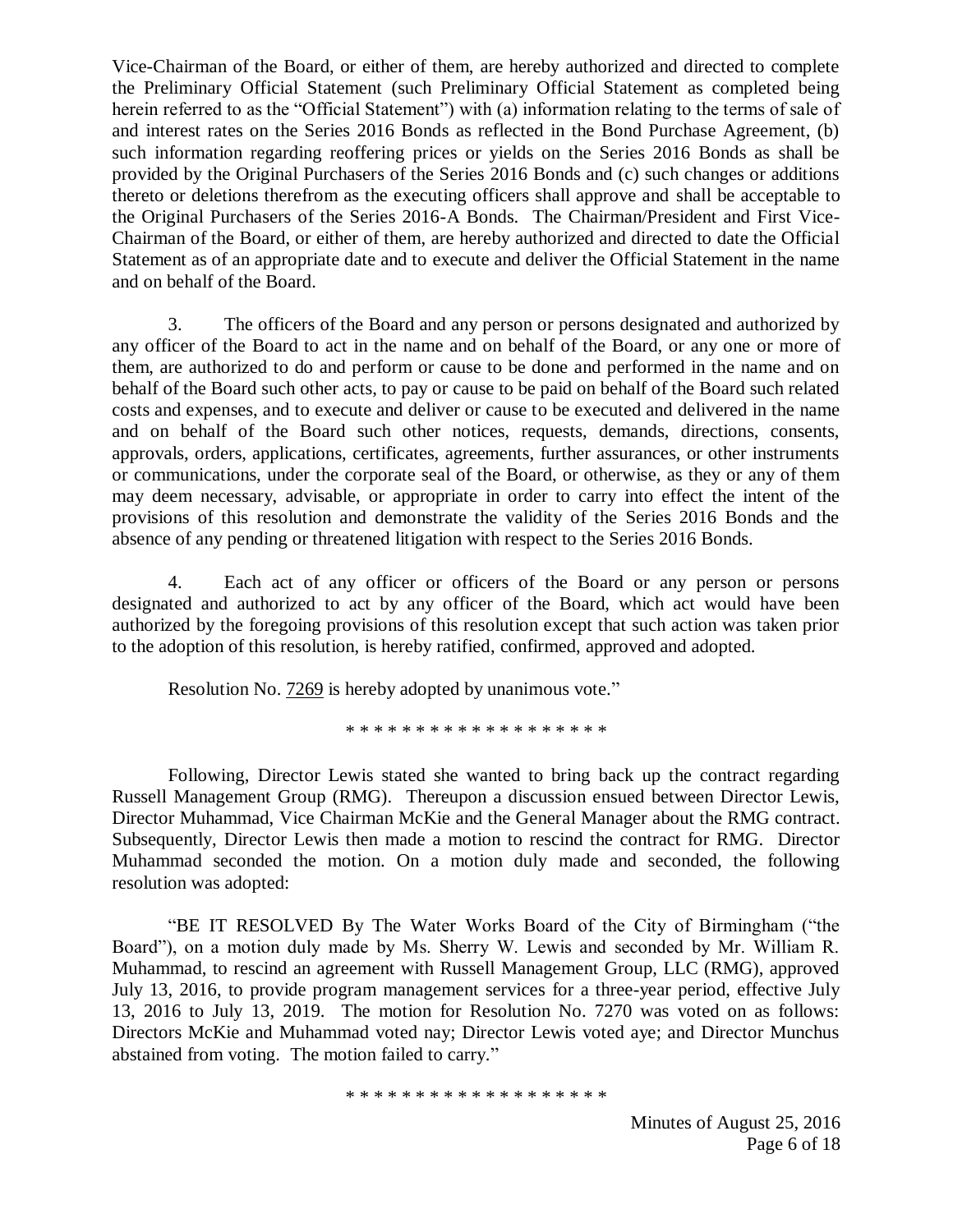Vice-Chairman of the Board, or either of them, are hereby authorized and directed to complete the Preliminary Official Statement (such Preliminary Official Statement as completed being herein referred to as the "Official Statement") with (a) information relating to the terms of sale of and interest rates on the Series 2016 Bonds as reflected in the Bond Purchase Agreement, (b) such information regarding reoffering prices or yields on the Series 2016 Bonds as shall be provided by the Original Purchasers of the Series 2016 Bonds and (c) such changes or additions thereto or deletions therefrom as the executing officers shall approve and shall be acceptable to the Original Purchasers of the Series 2016-A Bonds. The Chairman/President and First Vice-Chairman of the Board, or either of them, are hereby authorized and directed to date the Official Statement as of an appropriate date and to execute and deliver the Official Statement in the name and on behalf of the Board.

3. The officers of the Board and any person or persons designated and authorized by any officer of the Board to act in the name and on behalf of the Board, or any one or more of them, are authorized to do and perform or cause to be done and performed in the name and on behalf of the Board such other acts, to pay or cause to be paid on behalf of the Board such related costs and expenses, and to execute and deliver or cause to be executed and delivered in the name and on behalf of the Board such other notices, requests, demands, directions, consents, approvals, orders, applications, certificates, agreements, further assurances, or other instruments or communications, under the corporate seal of the Board, or otherwise, as they or any of them may deem necessary, advisable, or appropriate in order to carry into effect the intent of the provisions of this resolution and demonstrate the validity of the Series 2016 Bonds and the absence of any pending or threatened litigation with respect to the Series 2016 Bonds.

4. Each act of any officer or officers of the Board or any person or persons designated and authorized to act by any officer of the Board, which act would have been authorized by the foregoing provisions of this resolution except that such action was taken prior to the adoption of this resolution, is hereby ratified, confirmed, approved and adopted.

Resolution No. 7269 is hereby adopted by unanimous vote."

\* \* \* \* \* \* \* \* \* \* \* \* \* \* \* \* \* \* \*

Following, Director Lewis stated she wanted to bring back up the contract regarding Russell Management Group (RMG). Thereupon a discussion ensued between Director Lewis, Director Muhammad, Vice Chairman McKie and the General Manager about the RMG contract. Subsequently, Director Lewis then made a motion to rescind the contract for RMG. Director Muhammad seconded the motion. On a motion duly made and seconded, the following resolution was adopted:

"BE IT RESOLVED By The Water Works Board of the City of Birmingham ("the Board"), on a motion duly made by Ms. Sherry W. Lewis and seconded by Mr. William R. Muhammad, to rescind an agreement with Russell Management Group, LLC (RMG), approved July 13, 2016, to provide program management services for a three-year period, effective July 13, 2016 to July 13, 2019. The motion for Resolution No. 7270 was voted on as follows: Directors McKie and Muhammad voted nay; Director Lewis voted aye; and Director Munchus abstained from voting. The motion failed to carry."

\* \* \* \* \* \* \* \* \* \* \* \* \* \* \* \* \* \* \*

Minutes of August 25, 2016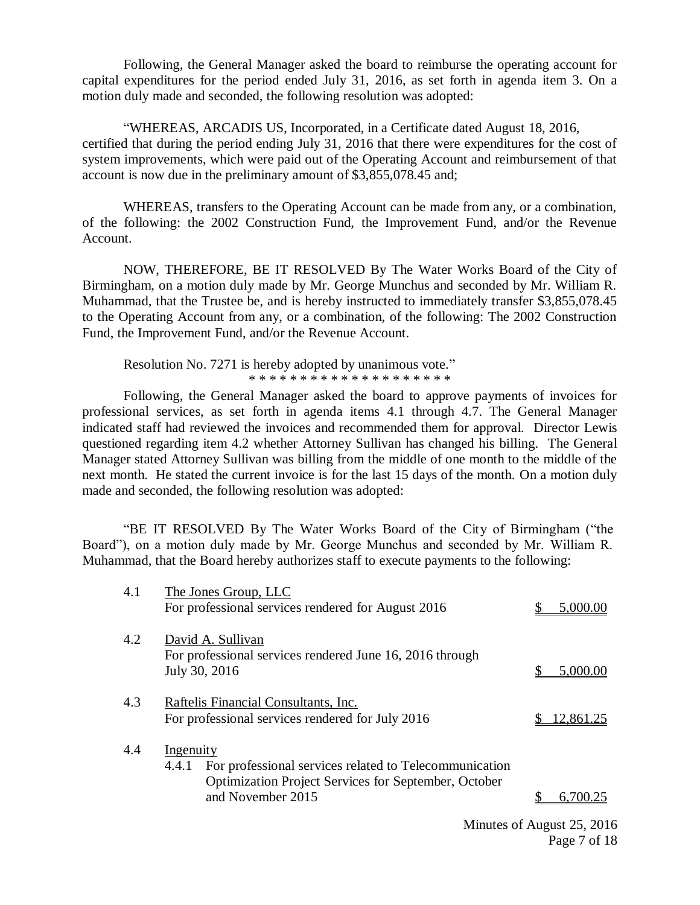Following, the General Manager asked the board to reimburse the operating account for capital expenditures for the period ended July 31, 2016, as set forth in agenda item 3. On a motion duly made and seconded, the following resolution was adopted:

"WHEREAS, ARCADIS US, Incorporated, in a Certificate dated August 18, 2016, certified that during the period ending July 31, 2016 that there were expenditures for the cost of system improvements, which were paid out of the Operating Account and reimbursement of that account is now due in the preliminary amount of $3,855,078.45 and;

WHEREAS, transfers to the Operating Account can be made from any, or a combination, of the following: the 2002 Construction Fund, the Improvement Fund, and/or the Revenue Account.

NOW, THEREFORE, BE IT RESOLVED By The Water Works Board of the City of Birmingham, on a motion duly made by Mr. George Munchus and seconded by Mr. William R. Muhammad, that the Trustee be, and is hereby instructed to immediately transfer $3,855,078.45 to the Operating Account from any, or a combination, of the following: The 2002 Construction Fund, the Improvement Fund, and/or the Revenue Account.

Resolution No. 7271 is hereby adopted by unanimous vote."

* * * * * * * * * * * * * * * * * * * *

Following, the General Manager asked the board to approve payments of invoices for professional services, as set forth in agenda items 4.1 through 4.7. The General Manager indicated staff had reviewed the invoices and recommended them for approval. Director Lewis questioned regarding item 4.2 whether Attorney Sullivan has changed his billing. The General Manager stated Attorney Sullivan was billing from the middle of one month to the middle of the next month. He stated the current invoice is for the last 15 days of the month. On a motion duly made and seconded, the following resolution was adopted:

"BE IT RESOLVED By The Water Works Board of the City of Birmingham ("the Board"), on a motion duly made by Mr. George Munchus and seconded by Mr. William R. Muhammad, that the Board hereby authorizes staff to execute payments to the following:

4.1 The Jones Group, LLC
For professional services rendered for August 2016 — $ 5,000.00

4.2 David A. Sullivan
For professional services rendered June 16, 2016 through July 30, 2016 — $ 5,000.00

4.3 Raftelis Financial Consultants, Inc.
For professional services rendered for July 2016 — $ 12,861.25

4.4 Ingenuity

4.4.1 For professional services related to Telecommunication Optimization Project Services for September, October and November 2015 — $ 6,700.25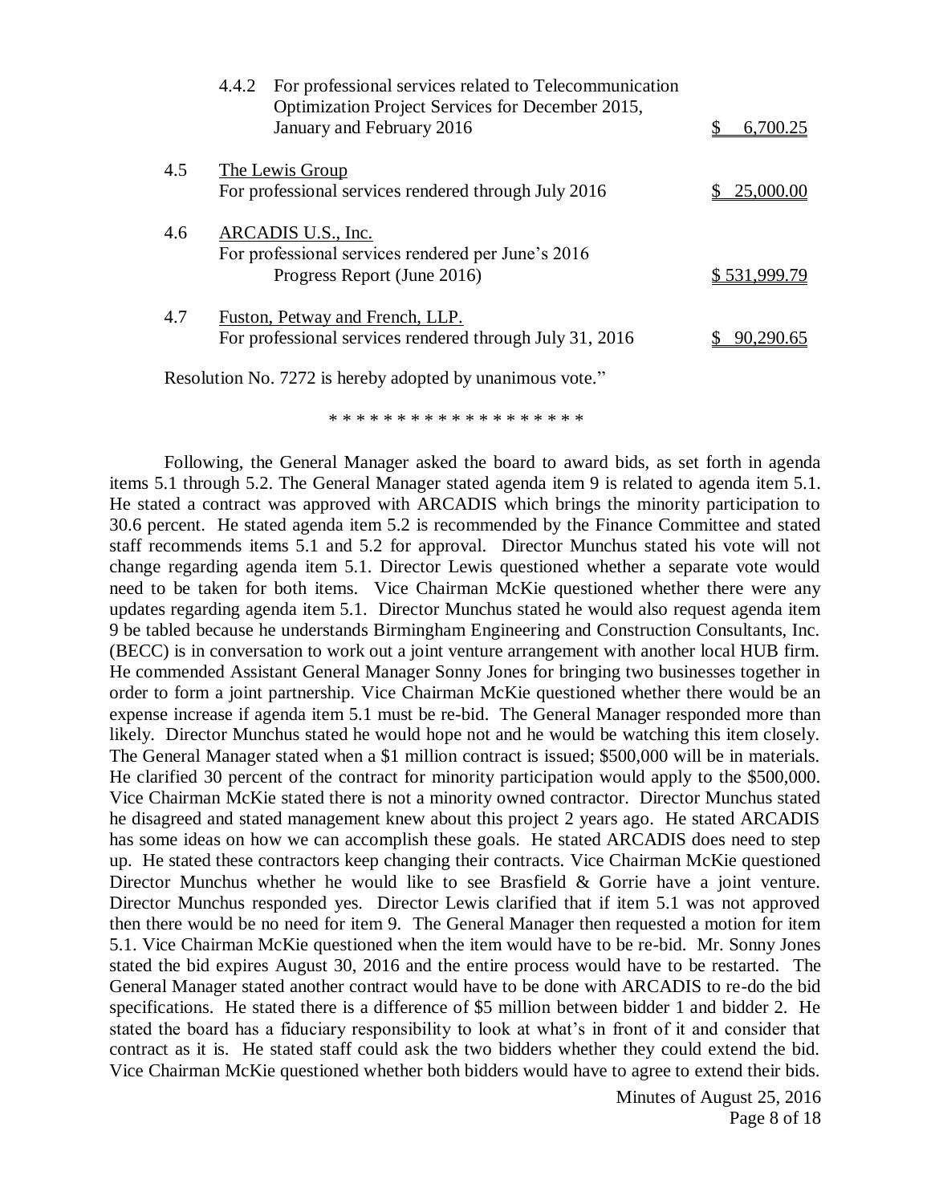4.4.2 For professional services related to Telecommunication Optimization Project Services for December 2015, January and February 2016 $ 6,700.25

4.5 The Lewis Group
For professional services rendered through July 2016 $ 25,000.00

4.6 ARCADIS U.S., Inc.
For professional services rendered per June's 2016 Progress Report (June 2016) $ 531,999.79

4.7 Fuston, Petway and French, LLP.
For professional services rendered through July 31, 2016 $ 90,290.65

Resolution No. 7272 is hereby adopted by unanimous vote."

* * * * * * * * * * * * * * * * * * *

Following, the General Manager asked the board to award bids, as set forth in agenda items 5.1 through 5.2. The General Manager stated agenda item 9 is related to agenda item 5.1. He stated a contract was approved with ARCADIS which brings the minority participation to 30.6 percent. He stated agenda item 5.2 is recommended by the Finance Committee and stated staff recommends items 5.1 and 5.2 for approval. Director Munchus stated his vote will not change regarding agenda item 5.1. Director Lewis questioned whether a separate vote would need to be taken for both items. Vice Chairman McKie questioned whether there were any updates regarding agenda item 5.1. Director Munchus stated he would also request agenda item 9 be tabled because he understands Birmingham Engineering and Construction Consultants, Inc. (BECC) is in conversation to work out a joint venture arrangement with another local HUB firm. He commended Assistant General Manager Sonny Jones for bringing two businesses together in order to form a joint partnership. Vice Chairman McKie questioned whether there would be an expense increase if agenda item 5.1 must be re-bid. The General Manager responded more than likely. Director Munchus stated he would hope not and he would be watching this item closely. The General Manager stated when a $1 million contract is issued; $500,000 will be in materials. He clarified 30 percent of the contract for minority participation would apply to the $500,000. Vice Chairman McKie stated there is not a minority owned contractor. Director Munchus stated he disagreed and stated management knew about this project 2 years ago. He stated ARCADIS has some ideas on how we can accomplish these goals. He stated ARCADIS does need to step up. He stated these contractors keep changing their contracts. Vice Chairman McKie questioned Director Munchus whether he would like to see Brasfield & Gorrie have a joint venture. Director Munchus responded yes. Director Lewis clarified that if item 5.1 was not approved then there would be no need for item 9. The General Manager then requested a motion for item 5.1. Vice Chairman McKie questioned when the item would have to be re-bid. Mr. Sonny Jones stated the bid expires August 30, 2016 and the entire process would have to be restarted. The General Manager stated another contract would have to be done with ARCADIS to re-do the bid specifications. He stated there is a difference of $5 million between bidder 1 and bidder 2. He stated the board has a fiduciary responsibility to look at what's in front of it and consider that contract as it is. He stated staff could ask the two bidders whether they could extend the bid. Vice Chairman McKie questioned whether both bidders would have to agree to extend their bids.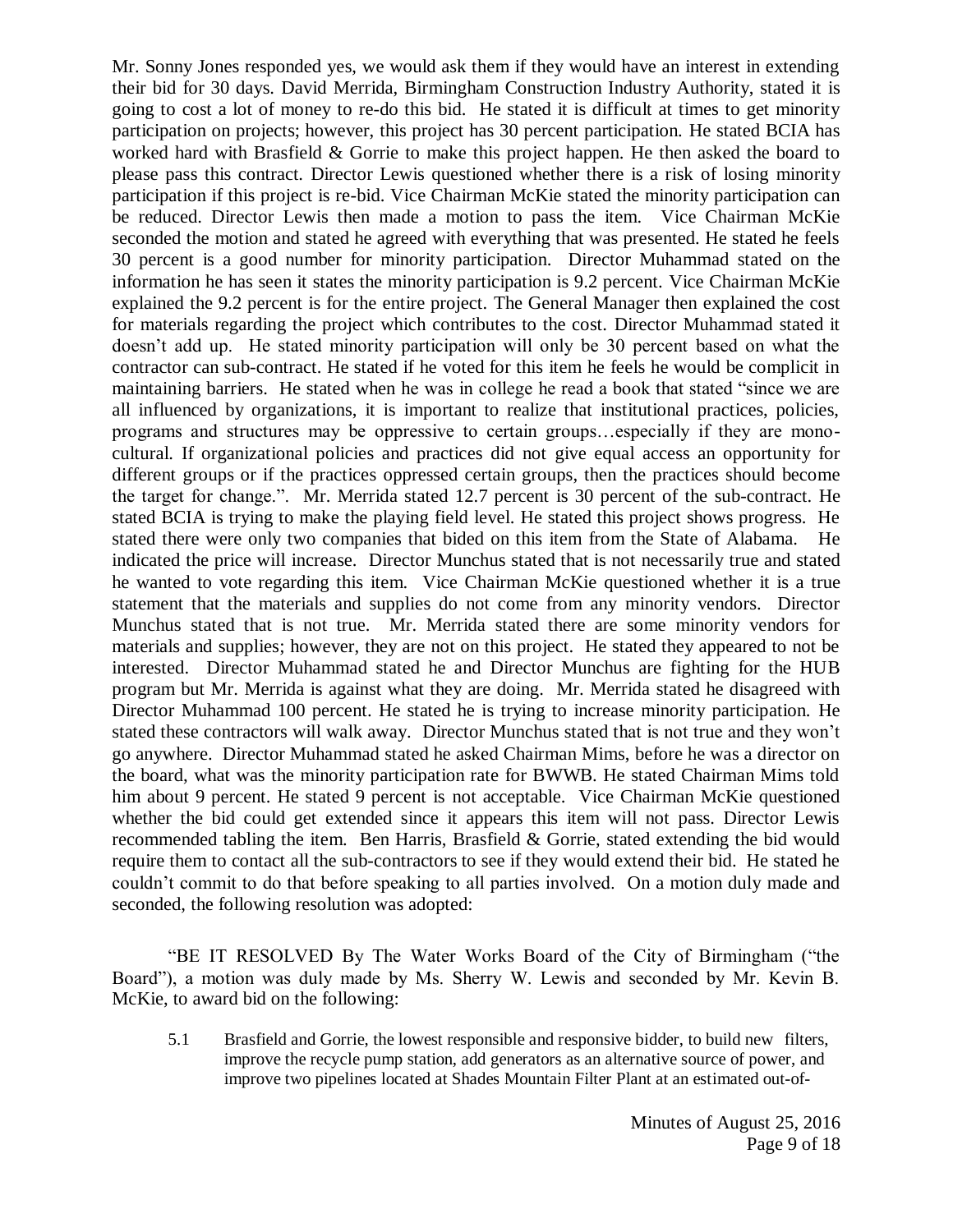Mr. Sonny Jones responded yes, we would ask them if they would have an interest in extending their bid for 30 days. David Merrida, Birmingham Construction Industry Authority, stated it is going to cost a lot of money to re-do this bid. He stated it is difficult at times to get minority participation on projects; however, this project has 30 percent participation. He stated BCIA has worked hard with Brasfield & Gorrie to make this project happen. He then asked the board to please pass this contract. Director Lewis questioned whether there is a risk of losing minority participation if this project is re-bid. Vice Chairman McKie stated the minority participation can be reduced. Director Lewis then made a motion to pass the item. Vice Chairman McKie seconded the motion and stated he agreed with everything that was presented. He stated he feels 30 percent is a good number for minority participation. Director Muhammad stated on the information he has seen it states the minority participation is 9.2 percent. Vice Chairman McKie explained the 9.2 percent is for the entire project. The General Manager then explained the cost for materials regarding the project which contributes to the cost. Director Muhammad stated it doesn't add up. He stated minority participation will only be 30 percent based on what the contractor can sub-contract. He stated if he voted for this item he feels he would be complicit in maintaining barriers. He stated when he was in college he read a book that stated "since we are all influenced by organizations, it is important to realize that institutional practices, policies, programs and structures may be oppressive to certain groups…especially if they are mono-cultural. If organizational policies and practices did not give equal access an opportunity for different groups or if the practices oppressed certain groups, then the practices should become the target for change.". Mr. Merrida stated 12.7 percent is 30 percent of the sub-contract. He stated BCIA is trying to make the playing field level. He stated this project shows progress. He stated there were only two companies that bided on this item from the State of Alabama. He indicated the price will increase. Director Munchus stated that is not necessarily true and stated he wanted to vote regarding this item. Vice Chairman McKie questioned whether it is a true statement that the materials and supplies do not come from any minority vendors. Director Munchus stated that is not true. Mr. Merrida stated there are some minority vendors for materials and supplies; however, they are not on this project. He stated they appeared to not be interested. Director Muhammad stated he and Director Munchus are fighting for the HUB program but Mr. Merrida is against what they are doing. Mr. Merrida stated he disagreed with Director Muhammad 100 percent. He stated he is trying to increase minority participation. He stated these contractors will walk away. Director Munchus stated that is not true and they won't go anywhere. Director Muhammad stated he asked Chairman Mims, before he was a director on the board, what was the minority participation rate for BWWB. He stated Chairman Mims told him about 9 percent. He stated 9 percent is not acceptable. Vice Chairman McKie questioned whether the bid could get extended since it appears this item will not pass. Director Lewis recommended tabling the item. Ben Harris, Brasfield & Gorrie, stated extending the bid would require them to contact all the sub-contractors to see if they would extend their bid. He stated he couldn't commit to do that before speaking to all parties involved. On a motion duly made and seconded, the following resolution was adopted:

"BE IT RESOLVED By The Water Works Board of the City of Birmingham ("the Board"), a motion was duly made by Ms. Sherry W. Lewis and seconded by Mr. Kevin B. McKie, to award bid on the following:

5.1 Brasfield and Gorrie, the lowest responsible and responsive bidder, to build new filters, improve the recycle pump station, add generators as an alternative source of power, and improve two pipelines located at Shades Mountain Filter Plant at an estimated out-of-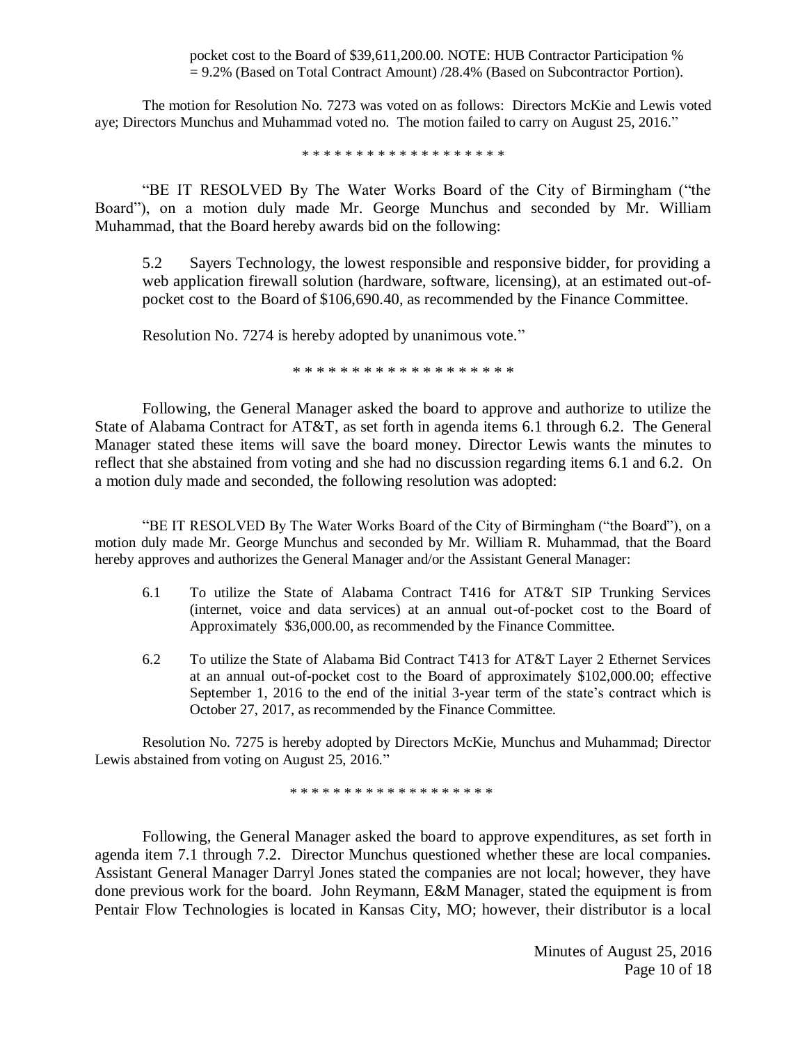pocket cost to the Board of $39,611,200.00. NOTE: HUB Contractor Participation % = 9.2% (Based on Total Contract Amount) /28.4% (Based on Subcontractor Portion).

The motion for Resolution No. 7273 was voted on as follows: Directors McKie and Lewis voted aye; Directors Munchus and Muhammad voted no. The motion failed to carry on August 25, 2016."

\* \* \* \* \* \* \* \* \* \* \* \* \* \* \* \* \* \* \*

"BE IT RESOLVED By The Water Works Board of the City of Birmingham ("the Board"), on a motion duly made Mr. George Munchus and seconded by Mr. William Muhammad, that the Board hereby awards bid on the following:

5.2 Sayers Technology, the lowest responsible and responsive bidder, for providing a web application firewall solution (hardware, software, licensing), at an estimated out-of-pocket cost to the Board of $106,690.40, as recommended by the Finance Committee.

Resolution No. 7274 is hereby adopted by unanimous vote."

\* \* \* \* \* \* \* \* \* \* \* \* \* \* \* \* \* \* \*

Following, the General Manager asked the board to approve and authorize to utilize the State of Alabama Contract for AT&T, as set forth in agenda items 6.1 through 6.2. The General Manager stated these items will save the board money. Director Lewis wants the minutes to reflect that she abstained from voting and she had no discussion regarding items 6.1 and 6.2. On a motion duly made and seconded, the following resolution was adopted:

"BE IT RESOLVED By The Water Works Board of the City of Birmingham ("the Board"), on a motion duly made Mr. George Munchus and seconded by Mr. William R. Muhammad, that the Board hereby approves and authorizes the General Manager and/or the Assistant General Manager:

6.1 To utilize the State of Alabama Contract T416 for AT&T SIP Trunking Services (internet, voice and data services) at an annual out-of-pocket cost to the Board of Approximately $36,000.00, as recommended by the Finance Committee.

6.2 To utilize the State of Alabama Bid Contract T413 for AT&T Layer 2 Ethernet Services at an annual out-of-pocket cost to the Board of approximately $102,000.00; effective September 1, 2016 to the end of the initial 3-year term of the state's contract which is October 27, 2017, as recommended by the Finance Committee.

Resolution No. 7275 is hereby adopted by Directors McKie, Munchus and Muhammad; Director Lewis abstained from voting on August 25, 2016."

\* \* \* \* \* \* \* \* \* \* \* \* \* \* \* \* \* \* \*

Following, the General Manager asked the board to approve expenditures, as set forth in agenda item 7.1 through 7.2. Director Munchus questioned whether these are local companies. Assistant General Manager Darryl Jones stated the companies are not local; however, they have done previous work for the board. John Reymann, E&M Manager, stated the equipment is from Pentair Flow Technologies is located in Kansas City, MO; however, their distributor is a local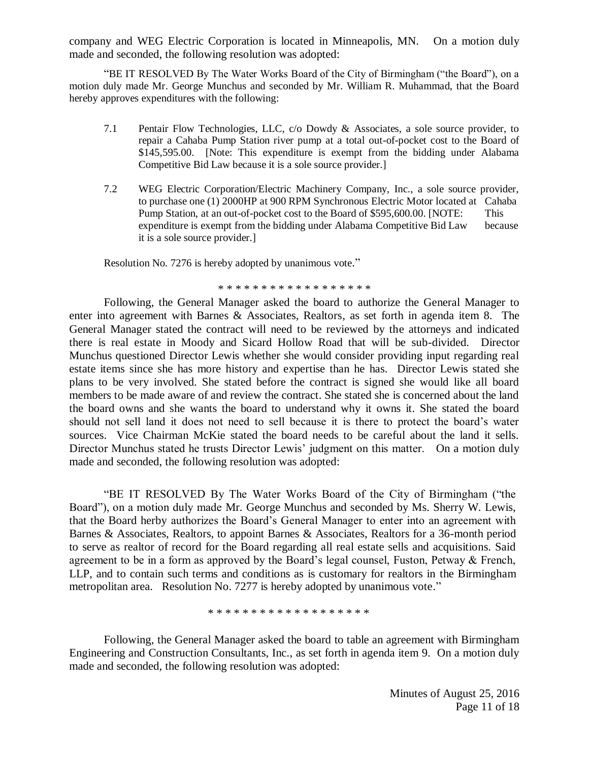company and WEG Electric Corporation is located in Minneapolis, MN. On a motion duly made and seconded, the following resolution was adopted:

"BE IT RESOLVED By The Water Works Board of the City of Birmingham ("the Board"), on a motion duly made Mr. George Munchus and seconded by Mr. William R. Muhammad, that the Board hereby approves expenditures with the following:

7.1 Pentair Flow Technologies, LLC, c/o Dowdy & Associates, a sole source provider, to repair a Cahaba Pump Station river pump at a total out-of-pocket cost to the Board of $145,595.00. [Note: This expenditure is exempt from the bidding under Alabama Competitive Bid Law because it is a sole source provider.]

7.2 WEG Electric Corporation/Electric Machinery Company, Inc., a sole source provider, to purchase one (1) 2000HP at 900 RPM Synchronous Electric Motor located at Cahaba Pump Station, at an out-of-pocket cost to the Board of $595,600.00. [NOTE: This expenditure is exempt from the bidding under Alabama Competitive Bid Law because it is a sole source provider.]

Resolution No. 7276 is hereby adopted by unanimous vote."

\* \* \* \* \* \* \* \* \* \* \* \* \* \* \* \* \* \* \*

Following, the General Manager asked the board to authorize the General Manager to enter into agreement with Barnes & Associates, Realtors, as set forth in agenda item 8. The General Manager stated the contract will need to be reviewed by the attorneys and indicated there is real estate in Moody and Sicard Hollow Road that will be sub-divided. Director Munchus questioned Director Lewis whether she would consider providing input regarding real estate items since she has more history and expertise than he has. Director Lewis stated she plans to be very involved. She stated before the contract is signed she would like all board members to be made aware of and review the contract. She stated she is concerned about the land the board owns and she wants the board to understand why it owns it. She stated the board should not sell land it does not need to sell because it is there to protect the board's water sources. Vice Chairman McKie stated the board needs to be careful about the land it sells. Director Munchus stated he trusts Director Lewis' judgment on this matter. On a motion duly made and seconded, the following resolution was adopted:

"BE IT RESOLVED By The Water Works Board of the City of Birmingham ("the Board"), on a motion duly made Mr. George Munchus and seconded by Ms. Sherry W. Lewis, that the Board herby authorizes the Board's General Manager to enter into an agreement with Barnes & Associates, Realtors, to appoint Barnes & Associates, Realtors for a 36-month period to serve as realtor of record for the Board regarding all real estate sells and acquisitions. Said agreement to be in a form as approved by the Board's legal counsel, Fuston, Petway & French, LLP, and to contain such terms and conditions as is customary for realtors in the Birmingham metropolitan area. Resolution No. 7277 is hereby adopted by unanimous vote."

\* \* \* \* \* \* \* \* \* \* \* \* \* \* \* \* \* \* \*

Following, the General Manager asked the board to table an agreement with Birmingham Engineering and Construction Consultants, Inc., as set forth in agenda item 9. On a motion duly made and seconded, the following resolution was adopted: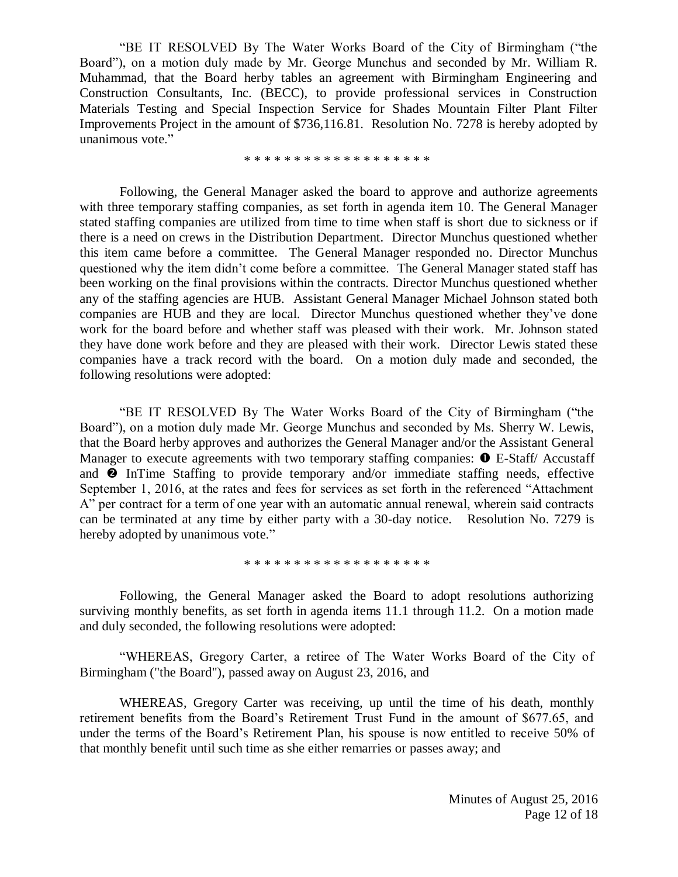"BE IT RESOLVED By The Water Works Board of the City of Birmingham ("the Board"), on a motion duly made by Mr. George Munchus and seconded by Mr. William R. Muhammad, that the Board herby tables an agreement with Birmingham Engineering and Construction Consultants, Inc. (BECC), to provide professional services in Construction Materials Testing and Special Inspection Service for Shades Mountain Filter Plant Filter Improvements Project in the amount of $736,116.81. Resolution No. 7278 is hereby adopted by unanimous vote."

* * * * * * * * * * * * * * * * * * *

Following, the General Manager asked the board to approve and authorize agreements with three temporary staffing companies, as set forth in agenda item 10. The General Manager stated staffing companies are utilized from time to time when staff is short due to sickness or if there is a need on crews in the Distribution Department. Director Munchus questioned whether this item came before a committee. The General Manager responded no. Director Munchus questioned why the item didn't come before a committee. The General Manager stated staff has been working on the final provisions within the contracts. Director Munchus questioned whether any of the staffing agencies are HUB. Assistant General Manager Michael Johnson stated both companies are HUB and they are local. Director Munchus questioned whether they've done work for the board before and whether staff was pleased with their work. Mr. Johnson stated they have done work before and they are pleased with their work. Director Lewis stated these companies have a track record with the board. On a motion duly made and seconded, the following resolutions were adopted:

"BE IT RESOLVED By The Water Works Board of the City of Birmingham ("the Board"), on a motion duly made Mr. George Munchus and seconded by Ms. Sherry W. Lewis, that the Board herby approves and authorizes the General Manager and/or the Assistant General Manager to execute agreements with two temporary staffing companies: ❶ E-Staff/ Accustaff and ❷ InTime Staffing to provide temporary and/or immediate staffing needs, effective September 1, 2016, at the rates and fees for services as set forth in the referenced "Attachment A" per contract for a term of one year with an automatic annual renewal, wherein said contracts can be terminated at any time by either party with a 30-day notice. Resolution No. 7279 is hereby adopted by unanimous vote."

* * * * * * * * * * * * * * * * * * *

Following, the General Manager asked the Board to adopt resolutions authorizing surviving monthly benefits, as set forth in agenda items 11.1 through 11.2. On a motion made and duly seconded, the following resolutions were adopted:

"WHEREAS, Gregory Carter, a retiree of The Water Works Board of the City of Birmingham ("the Board"), passed away on August 23, 2016, and

WHEREAS, Gregory Carter was receiving, up until the time of his death, monthly retirement benefits from the Board's Retirement Trust Fund in the amount of $677.65, and under the terms of the Board's Retirement Plan, his spouse is now entitled to receive 50% of that monthly benefit until such time as she either remarries or passes away; and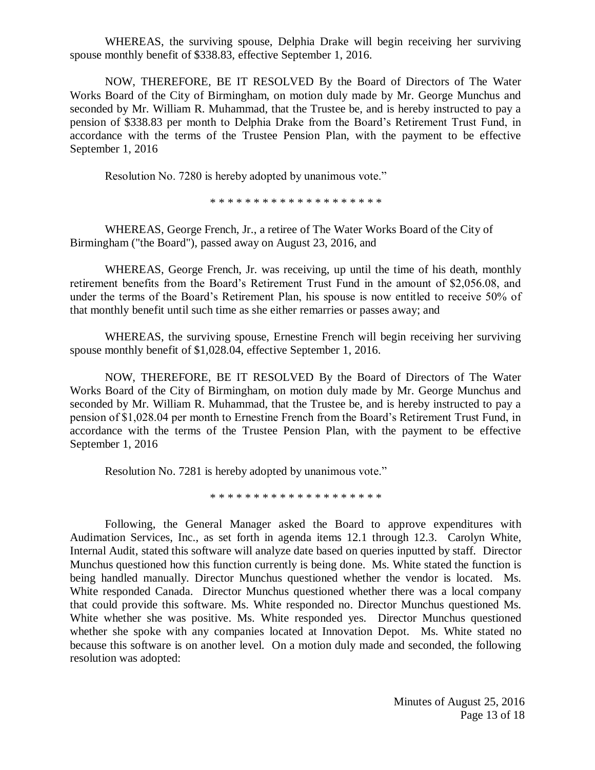WHEREAS, the surviving spouse, Delphia Drake will begin receiving her surviving spouse monthly benefit of $338.83, effective September 1, 2016.

NOW, THEREFORE, BE IT RESOLVED By the Board of Directors of The Water Works Board of the City of Birmingham, on motion duly made by Mr. George Munchus and seconded by Mr. William R. Muhammad, that the Trustee be, and is hereby instructed to pay a pension of $338.83 per month to Delphia Drake from the Board's Retirement Trust Fund, in accordance with the terms of the Trustee Pension Plan, with the payment to be effective September 1, 2016

Resolution No. 7280 is hereby adopted by unanimous vote."

* * * * * * * * * * * * * * * * * * * *

WHEREAS, George French, Jr., a retiree of The Water Works Board of the City of Birmingham ("the Board"), passed away on August 23, 2016, and

WHEREAS, George French, Jr. was receiving, up until the time of his death, monthly retirement benefits from the Board's Retirement Trust Fund in the amount of $2,056.08, and under the terms of the Board's Retirement Plan, his spouse is now entitled to receive 50% of that monthly benefit until such time as she either remarries or passes away; and

WHEREAS, the surviving spouse, Ernestine French will begin receiving her surviving spouse monthly benefit of $1,028.04, effective September 1, 2016.

NOW, THEREFORE, BE IT RESOLVED By the Board of Directors of The Water Works Board of the City of Birmingham, on motion duly made by Mr. George Munchus and seconded by Mr. William R. Muhammad, that the Trustee be, and is hereby instructed to pay a pension of $1,028.04 per month to Ernestine French from the Board's Retirement Trust Fund, in accordance with the terms of the Trustee Pension Plan, with the payment to be effective September 1, 2016

Resolution No. 7281 is hereby adopted by unanimous vote."

* * * * * * * * * * * * * * * * * * * *

Following, the General Manager asked the Board to approve expenditures with Audimation Services, Inc., as set forth in agenda items 12.1 through 12.3. Carolyn White, Internal Audit, stated this software will analyze date based on queries inputted by staff. Director Munchus questioned how this function currently is being done. Ms. White stated the function is being handled manually. Director Munchus questioned whether the vendor is located. Ms. White responded Canada. Director Munchus questioned whether there was a local company that could provide this software. Ms. White responded no. Director Munchus questioned Ms. White whether she was positive. Ms. White responded yes. Director Munchus questioned whether she spoke with any companies located at Innovation Depot. Ms. White stated no because this software is on another level. On a motion duly made and seconded, the following resolution was adopted: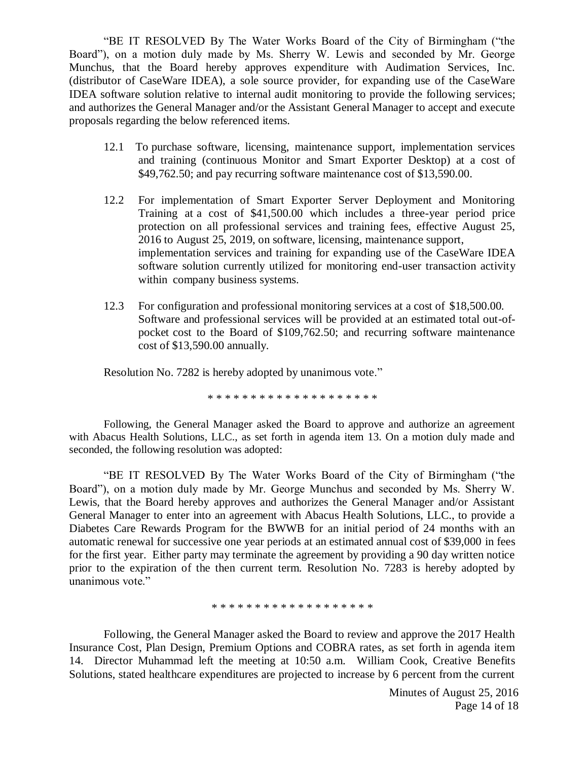"BE IT RESOLVED By The Water Works Board of the City of Birmingham ("the Board"), on a motion duly made by Ms. Sherry W. Lewis and seconded by Mr. George Munchus, that the Board hereby approves expenditure with Audimation Services, Inc. (distributor of CaseWare IDEA), a sole source provider, for expanding use of the CaseWare IDEA software solution relative to internal audit monitoring to provide the following services; and authorizes the General Manager and/or the Assistant General Manager to accept and execute proposals regarding the below referenced items.

12.1 To purchase software, licensing, maintenance support, implementation services and training (continuous Monitor and Smart Exporter Desktop) at a cost of $49,762.50; and pay recurring software maintenance cost of $13,590.00.

12.2 For implementation of Smart Exporter Server Deployment and Monitoring Training at a cost of $41,500.00 which includes a three-year period price protection on all professional services and training fees, effective August 25, 2016 to August 25, 2019, on software, licensing, maintenance support, implementation services and training for expanding use of the CaseWare IDEA software solution currently utilized for monitoring end-user transaction activity within company business systems.

12.3 For configuration and professional monitoring services at a cost of $18,500.00. Software and professional services will be provided at an estimated total out-of-pocket cost to the Board of $109,762.50; and recurring software maintenance cost of $13,590.00 annually.

Resolution No. 7282 is hereby adopted by unanimous vote."

* * * * * * * * * * * * * * * * * * * *

Following, the General Manager asked the Board to approve and authorize an agreement with Abacus Health Solutions, LLC., as set forth in agenda item 13. On a motion duly made and seconded, the following resolution was adopted:

"BE IT RESOLVED By The Water Works Board of the City of Birmingham ("the Board"), on a motion duly made by Mr. George Munchus and seconded by Ms. Sherry W. Lewis, that the Board hereby approves and authorizes the General Manager and/or Assistant General Manager to enter into an agreement with Abacus Health Solutions, LLC., to provide a Diabetes Care Rewards Program for the BWWB for an initial period of 24 months with an automatic renewal for successive one year periods at an estimated annual cost of $39,000 in fees for the first year. Either party may terminate the agreement by providing a 90 day written notice prior to the expiration of the then current term. Resolution No. 7283 is hereby adopted by unanimous vote."

* * * * * * * * * * * * * * * * * * *

Following, the General Manager asked the Board to review and approve the 2017 Health Insurance Cost, Plan Design, Premium Options and COBRA rates, as set forth in agenda item 14. Director Muhammad left the meeting at 10:50 a.m. William Cook, Creative Benefits Solutions, stated healthcare expenditures are projected to increase by 6 percent from the current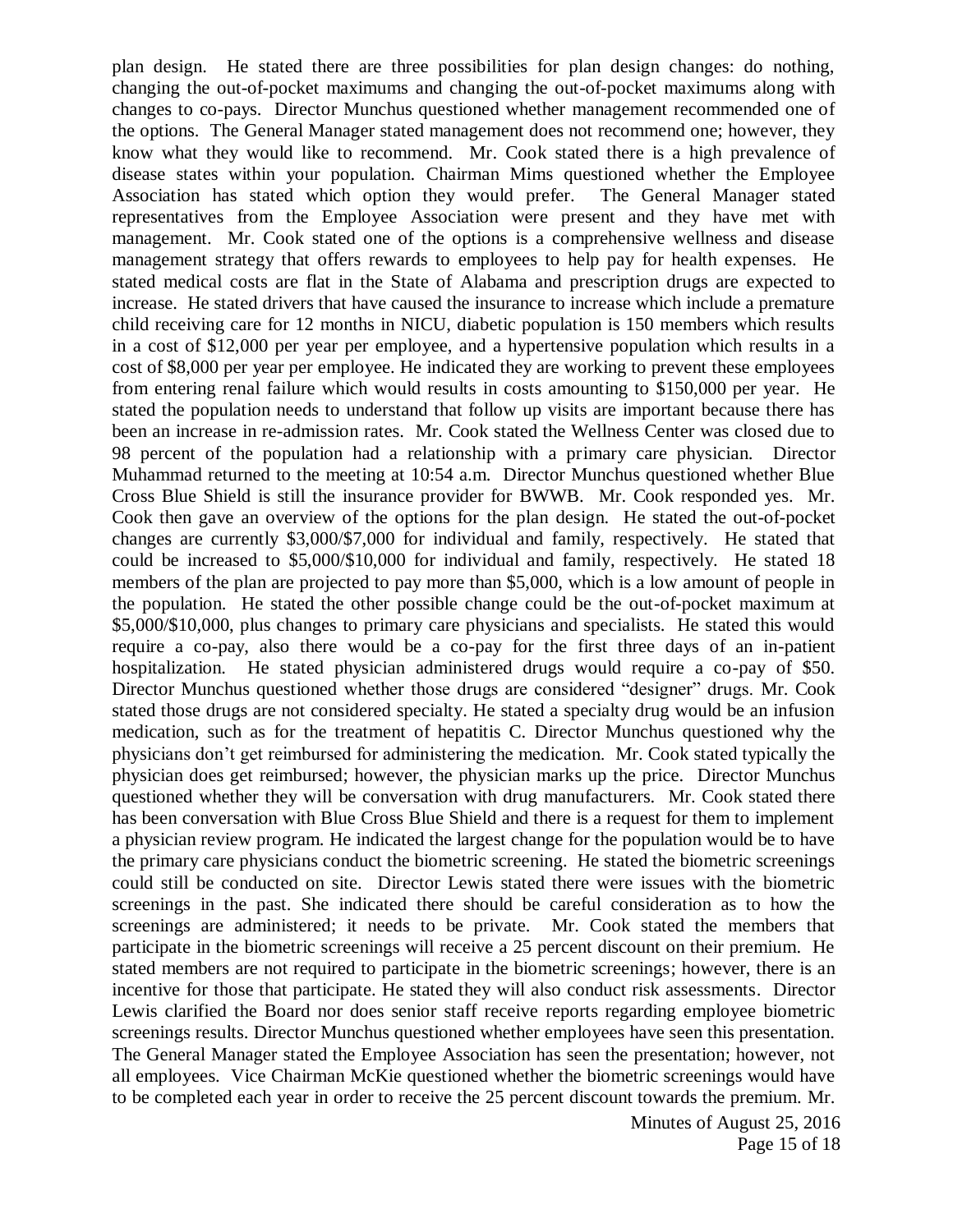plan design. He stated there are three possibilities for plan design changes: do nothing, changing the out-of-pocket maximums and changing the out-of-pocket maximums along with changes to co-pays. Director Munchus questioned whether management recommended one of the options. The General Manager stated management does not recommend one; however, they know what they would like to recommend. Mr. Cook stated there is a high prevalence of disease states within your population. Chairman Mims questioned whether the Employee Association has stated which option they would prefer. The General Manager stated representatives from the Employee Association were present and they have met with management. Mr. Cook stated one of the options is a comprehensive wellness and disease management strategy that offers rewards to employees to help pay for health expenses. He stated medical costs are flat in the State of Alabama and prescription drugs are expected to increase. He stated drivers that have caused the insurance to increase which include a premature child receiving care for 12 months in NICU, diabetic population is 150 members which results in a cost of $12,000 per year per employee, and a hypertensive population which results in a cost of $8,000 per year per employee. He indicated they are working to prevent these employees from entering renal failure which would results in costs amounting to $150,000 per year. He stated the population needs to understand that follow up visits are important because there has been an increase in re-admission rates. Mr. Cook stated the Wellness Center was closed due to 98 percent of the population had a relationship with a primary care physician. Director Muhammad returned to the meeting at 10:54 a.m. Director Munchus questioned whether Blue Cross Blue Shield is still the insurance provider for BWWB. Mr. Cook responded yes. Mr. Cook then gave an overview of the options for the plan design. He stated the out-of-pocket changes are currently $3,000/$7,000 for individual and family, respectively. He stated that could be increased to $5,000/$10,000 for individual and family, respectively. He stated 18 members of the plan are projected to pay more than $5,000, which is a low amount of people in the population. He stated the other possible change could be the out-of-pocket maximum at $5,000/$10,000, plus changes to primary care physicians and specialists. He stated this would require a co-pay, also there would be a co-pay for the first three days of an in-patient hospitalization. He stated physician administered drugs would require a co-pay of $50. Director Munchus questioned whether those drugs are considered "designer" drugs. Mr. Cook stated those drugs are not considered specialty. He stated a specialty drug would be an infusion medication, such as for the treatment of hepatitis C. Director Munchus questioned why the physicians don't get reimbursed for administering the medication. Mr. Cook stated typically the physician does get reimbursed; however, the physician marks up the price. Director Munchus questioned whether they will be conversation with drug manufacturers. Mr. Cook stated there has been conversation with Blue Cross Blue Shield and there is a request for them to implement a physician review program. He indicated the largest change for the population would be to have the primary care physicians conduct the biometric screening. He stated the biometric screenings could still be conducted on site. Director Lewis stated there were issues with the biometric screenings in the past. She indicated there should be careful consideration as to how the screenings are administered; it needs to be private. Mr. Cook stated the members that participate in the biometric screenings will receive a 25 percent discount on their premium. He stated members are not required to participate in the biometric screenings; however, there is an incentive for those that participate. He stated they will also conduct risk assessments. Director Lewis clarified the Board nor does senior staff receive reports regarding employee biometric screenings results. Director Munchus questioned whether employees have seen this presentation. The General Manager stated the Employee Association has seen the presentation; however, not all employees. Vice Chairman McKie questioned whether the biometric screenings would have to be completed each year in order to receive the 25 percent discount towards the premium. Mr.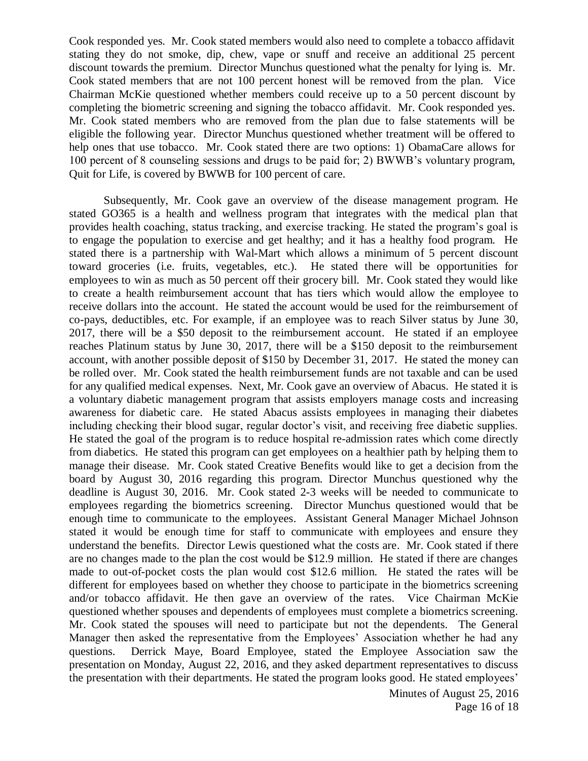Cook responded yes. Mr. Cook stated members would also need to complete a tobacco affidavit stating they do not smoke, dip, chew, vape or snuff and receive an additional 25 percent discount towards the premium. Director Munchus questioned what the penalty for lying is. Mr. Cook stated members that are not 100 percent honest will be removed from the plan. Vice Chairman McKie questioned whether members could receive up to a 50 percent discount by completing the biometric screening and signing the tobacco affidavit. Mr. Cook responded yes. Mr. Cook stated members who are removed from the plan due to false statements will be eligible the following year. Director Munchus questioned whether treatment will be offered to help ones that use tobacco. Mr. Cook stated there are two options: 1) ObamaCare allows for 100 percent of 8 counseling sessions and drugs to be paid for; 2) BWWB's voluntary program, Quit for Life, is covered by BWWB for 100 percent of care.

Subsequently, Mr. Cook gave an overview of the disease management program. He stated GO365 is a health and wellness program that integrates with the medical plan that provides health coaching, status tracking, and exercise tracking. He stated the program's goal is to engage the population to exercise and get healthy; and it has a healthy food program. He stated there is a partnership with Wal-Mart which allows a minimum of 5 percent discount toward groceries (i.e. fruits, vegetables, etc.). He stated there will be opportunities for employees to win as much as 50 percent off their grocery bill. Mr. Cook stated they would like to create a health reimbursement account that has tiers which would allow the employee to receive dollars into the account. He stated the account would be used for the reimbursement of co-pays, deductibles, etc. For example, if an employee was to reach Silver status by June 30, 2017, there will be a $50 deposit to the reimbursement account. He stated if an employee reaches Platinum status by June 30, 2017, there will be a $150 deposit to the reimbursement account, with another possible deposit of $150 by December 31, 2017. He stated the money can be rolled over. Mr. Cook stated the health reimbursement funds are not taxable and can be used for any qualified medical expenses. Next, Mr. Cook gave an overview of Abacus. He stated it is a voluntary diabetic management program that assists employers manage costs and increasing awareness for diabetic care. He stated Abacus assists employees in managing their diabetes including checking their blood sugar, regular doctor's visit, and receiving free diabetic supplies. He stated the goal of the program is to reduce hospital re-admission rates which come directly from diabetics. He stated this program can get employees on a healthier path by helping them to manage their disease. Mr. Cook stated Creative Benefits would like to get a decision from the board by August 30, 2016 regarding this program. Director Munchus questioned why the deadline is August 30, 2016. Mr. Cook stated 2-3 weeks will be needed to communicate to employees regarding the biometrics screening. Director Munchus questioned would that be enough time to communicate to the employees. Assistant General Manager Michael Johnson stated it would be enough time for staff to communicate with employees and ensure they understand the benefits. Director Lewis questioned what the costs are. Mr. Cook stated if there are no changes made to the plan the cost would be $12.9 million. He stated if there are changes made to out-of-pocket costs the plan would cost $12.6 million. He stated the rates will be different for employees based on whether they choose to participate in the biometrics screening and/or tobacco affidavit. He then gave an overview of the rates. Vice Chairman McKie questioned whether spouses and dependents of employees must complete a biometrics screening. Mr. Cook stated the spouses will need to participate but not the dependents. The General Manager then asked the representative from the Employees' Association whether he had any questions. Derrick Maye, Board Employee, stated the Employee Association saw the presentation on Monday, August 22, 2016, and they asked department representatives to discuss the presentation with their departments. He stated the program looks good. He stated employees'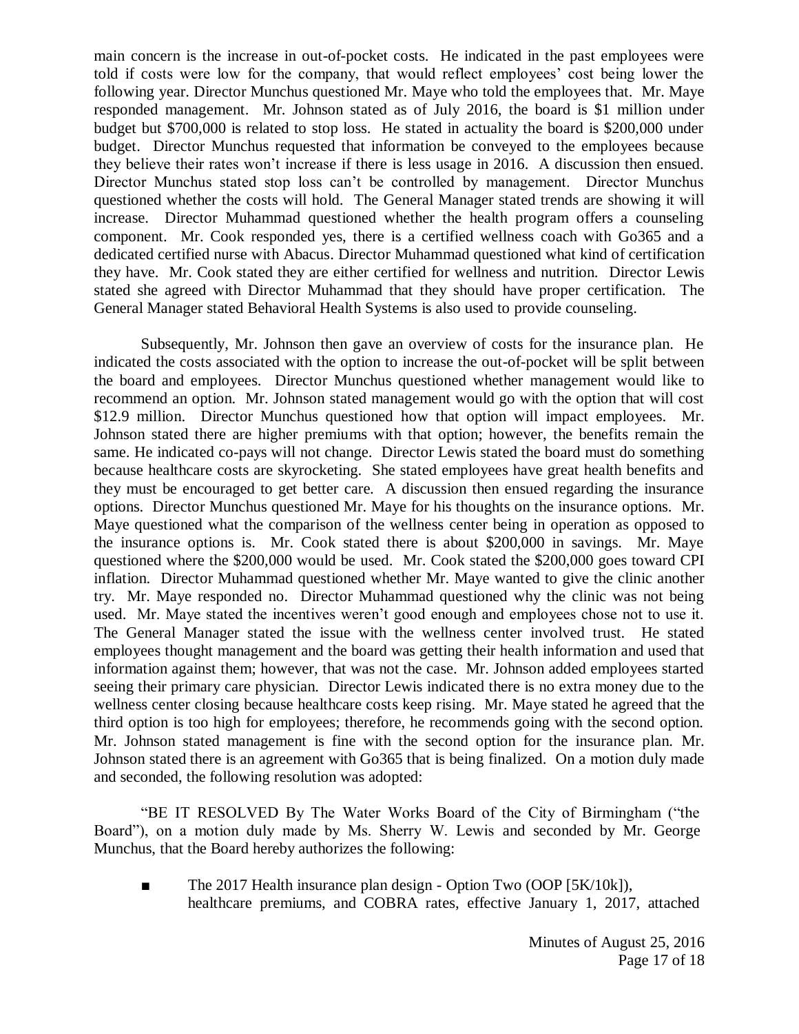main concern is the increase in out-of-pocket costs. He indicated in the past employees were told if costs were low for the company, that would reflect employees' cost being lower the following year. Director Munchus questioned Mr. Maye who told the employees that. Mr. Maye responded management. Mr. Johnson stated as of July 2016, the board is $1 million under budget but $700,000 is related to stop loss. He stated in actuality the board is $200,000 under budget. Director Munchus requested that information be conveyed to the employees because they believe their rates won't increase if there is less usage in 2016. A discussion then ensued. Director Munchus stated stop loss can't be controlled by management. Director Munchus questioned whether the costs will hold. The General Manager stated trends are showing it will increase. Director Muhammad questioned whether the health program offers a counseling component. Mr. Cook responded yes, there is a certified wellness coach with Go365 and a dedicated certified nurse with Abacus. Director Muhammad questioned what kind of certification they have. Mr. Cook stated they are either certified for wellness and nutrition. Director Lewis stated she agreed with Director Muhammad that they should have proper certification. The General Manager stated Behavioral Health Systems is also used to provide counseling.

Subsequently, Mr. Johnson then gave an overview of costs for the insurance plan. He indicated the costs associated with the option to increase the out-of-pocket will be split between the board and employees. Director Munchus questioned whether management would like to recommend an option. Mr. Johnson stated management would go with the option that will cost $12.9 million. Director Munchus questioned how that option will impact employees. Mr. Johnson stated there are higher premiums with that option; however, the benefits remain the same. He indicated co-pays will not change. Director Lewis stated the board must do something because healthcare costs are skyrocketing. She stated employees have great health benefits and they must be encouraged to get better care. A discussion then ensued regarding the insurance options. Director Munchus questioned Mr. Maye for his thoughts on the insurance options. Mr. Maye questioned what the comparison of the wellness center being in operation as opposed to the insurance options is. Mr. Cook stated there is about $200,000 in savings. Mr. Maye questioned where the $200,000 would be used. Mr. Cook stated the $200,000 goes toward CPI inflation. Director Muhammad questioned whether Mr. Maye wanted to give the clinic another try. Mr. Maye responded no. Director Muhammad questioned why the clinic was not being used. Mr. Maye stated the incentives weren't good enough and employees chose not to use it. The General Manager stated the issue with the wellness center involved trust. He stated employees thought management and the board was getting their health information and used that information against them; however, that was not the case. Mr. Johnson added employees started seeing their primary care physician. Director Lewis indicated there is no extra money due to the wellness center closing because healthcare costs keep rising. Mr. Maye stated he agreed that the third option is too high for employees; therefore, he recommends going with the second option. Mr. Johnson stated management is fine with the second option for the insurance plan. Mr. Johnson stated there is an agreement with Go365 that is being finalized. On a motion duly made and seconded, the following resolution was adopted:

"BE IT RESOLVED By The Water Works Board of the City of Birmingham ("the Board"), on a motion duly made by Ms. Sherry W. Lewis and seconded by Mr. George Munchus, that the Board hereby authorizes the following:

- The 2017 Health insurance plan design - Option Two (OOP [5K/10k]), healthcare premiums, and COBRA rates, effective January 1, 2017, attached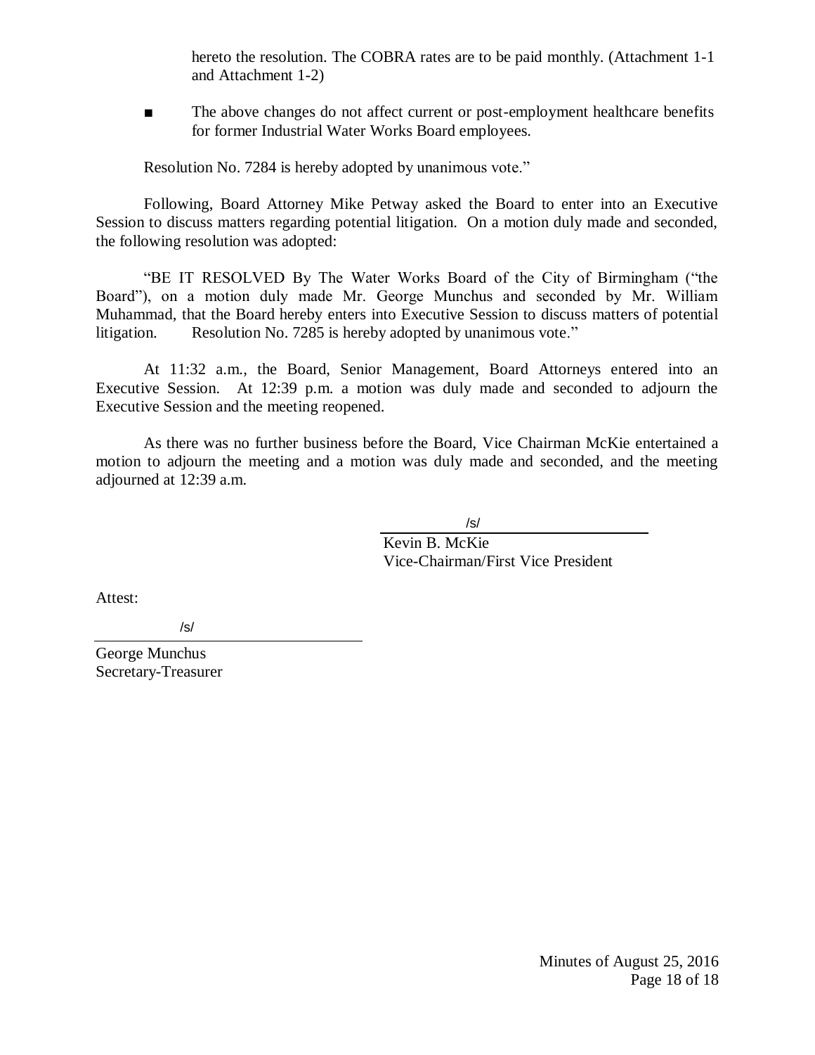hereto the resolution. The COBRA rates are to be paid monthly. (Attachment 1-1 and Attachment 1-2)

- The above changes do not affect current or post-employment healthcare benefits for former Industrial Water Works Board employees.

Resolution No. 7284 is hereby adopted by unanimous vote."

Following, Board Attorney Mike Petway asked the Board to enter into an Executive Session to discuss matters regarding potential litigation. On a motion duly made and seconded, the following resolution was adopted:

"BE IT RESOLVED By The Water Works Board of the City of Birmingham ("the Board"), on a motion duly made Mr. George Munchus and seconded by Mr. William Muhammad, that the Board hereby enters into Executive Session to discuss matters of potential litigation. Resolution No. 7285 is hereby adopted by unanimous vote."

At 11:32 a.m., the Board, Senior Management, Board Attorneys entered into an Executive Session. At 12:39 p.m. a motion was duly made and seconded to adjourn the Executive Session and the meeting reopened.

As there was no further business before the Board, Vice Chairman McKie entertained a motion to adjourn the meeting and a motion was duly made and seconded, and the meeting adjourned at 12:39 a.m.

/s/

Kevin B. McKie
Vice-Chairman/First Vice President

Attest:

/s/

George Munchus
Secretary-Treasurer